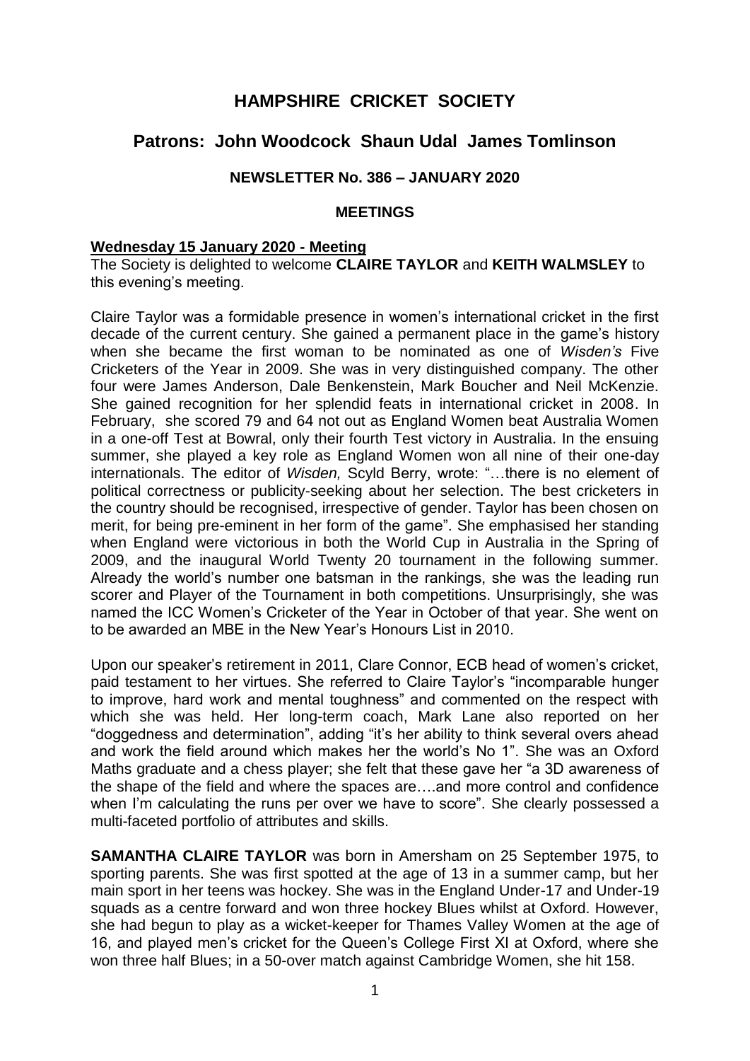# HAMPSHIRE CRICKET SOCIETY

## Patrons: John Woodcock Shaun Udal James Tomlinson

### NEWSLETTER No. 386 – JANUARY 2020

### MEETINGS

**Wednesday 15 January 2020 - Meeting**

The Society is delighted to welcome **CLAIRE TAYLOR** and **KEITH WALMSLEY** to this evening's meeting.

Claire Taylor was a formidable presence in women's international cricket in the first decade of the current century. She gained a permanent place in the game's history when she became the first woman to be nominated as one of *Wisden's* Five Cricketers of the Year in 2009. She was in very distinguished company. The other four were James Anderson, Dale Benkenstein, Mark Boucher and Neil McKenzie. She gained recognition for her splendid feats in international cricket in 2008. In February, she scored 79 and 64 not out as England Women beat Australia Women in a one-off Test at Bowral, only their fourth Test victory in Australia. In the ensuing summer, she played a key role as England Women won all nine of their one-day internationals. The editor of *Wisden,* Scyld Berry, wrote: "…there is no element of political correctness or publicity-seeking about her selection. The best cricketers in the country should be recognised, irrespective of gender. Taylor has been chosen on merit, for being pre-eminent in her form of the game". She emphasised her standing when England were victorious in both the World Cup in Australia in the Spring of 2009, and the inaugural World Twenty 20 tournament in the following summer. Already the world's number one batsman in the rankings, she was the leading run scorer and Player of the Tournament in both competitions. Unsurprisingly, she was named the ICC Women's Cricketer of the Year in October of that year. She went on to be awarded an MBE in the New Year's Honours List in 2010.

Upon our speaker's retirement in 2011, Clare Connor, ECB head of women's cricket, paid testament to her virtues. She referred to Claire Taylor's "incomparable hunger to improve, hard work and mental toughness" and commented on the respect with which she was held. Her long-term coach, Mark Lane also reported on her "doggedness and determination", adding "it's her ability to think several overs ahead and work the field around which makes her the world's No 1". She was an Oxford Maths graduate and a chess player; she felt that these gave her "a 3D awareness of the shape of the field and where the spaces are….and more control and confidence when I'm calculating the runs per over we have to score". She clearly possessed a multi-faceted portfolio of attributes and skills.

**SAMANTHA CLAIRE TAYLOR** was born in Amersham on 25 September 1975, to sporting parents. She was first spotted at the age of 13 in a summer camp, but her main sport in her teens was hockey. She was in the England Under-17 and Under-19 squads as a centre forward and won three hockey Blues whilst at Oxford. However, she had begun to play as a wicket-keeper for Thames Valley Women at the age of 16, and played men's cricket for the Queen's College First XI at Oxford, where she won three half Blues; in a 50-over match against Cambridge Women, she hit 158.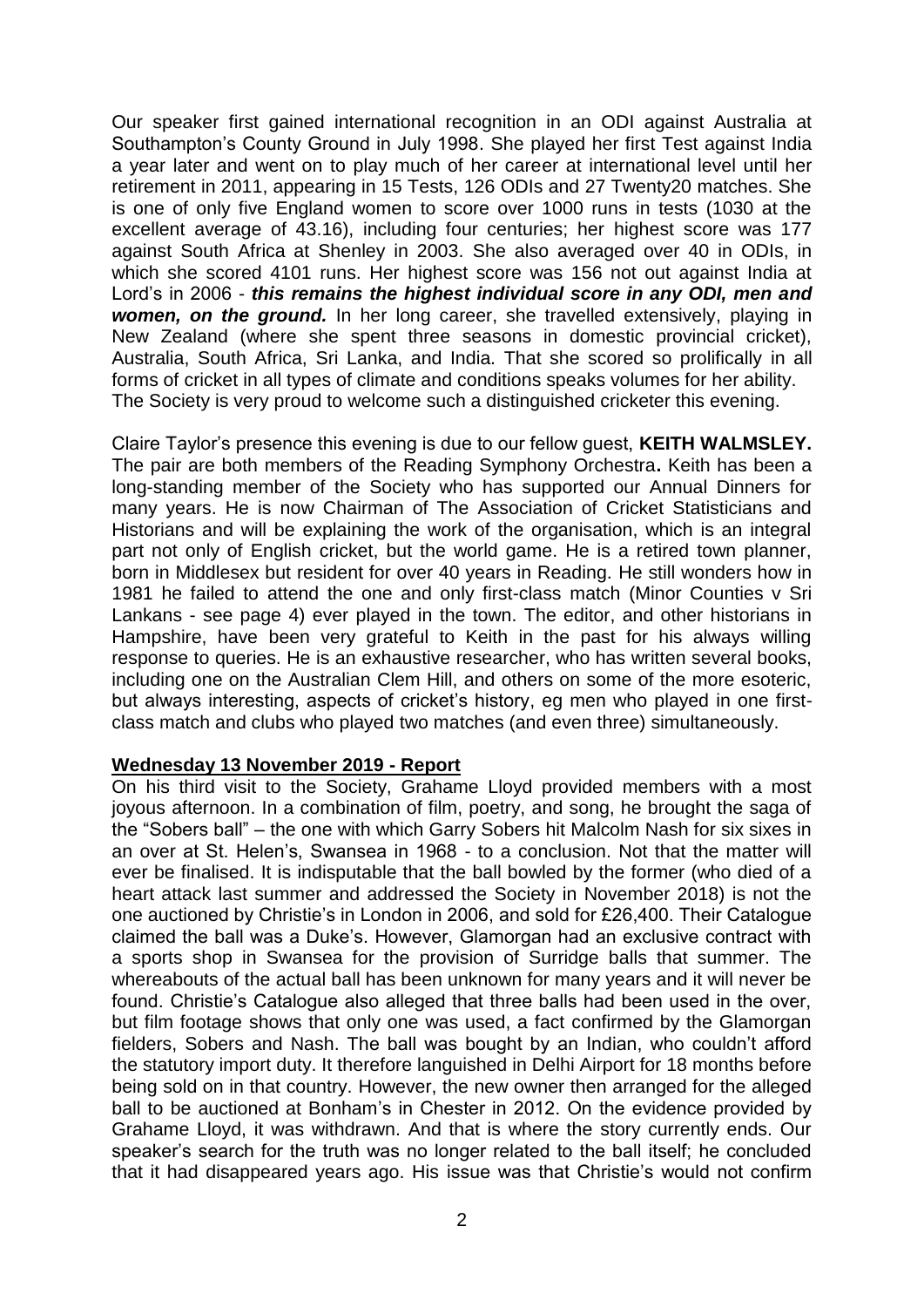Our speaker first gained international recognition in an ODI against Australia at Southampton's County Ground in July 1998. She played her first Test against India a year later and went on to play much of her career at international level until her retirement in 2011, appearing in 15 Tests, 126 ODIs and 27 Twenty20 matches. She is one of only five England women to score over 1000 runs in tests (1030 at the excellent average of 43.16), including four centuries; her highest score was 177 against South Africa at Shenley in 2003. She also averaged over 40 in ODIs, in which she scored 4101 runs. Her highest score was 156 not out against India at Lord's in 2006 - ***this remains the highest individual score in any ODI, men and women, on the ground.*** In her long career, she travelled extensively, playing in New Zealand (where she spent three seasons in domestic provincial cricket), Australia, South Africa, Sri Lanka, and India. That she scored so prolifically in all forms of cricket in all types of climate and conditions speaks volumes for her ability. The Society is very proud to welcome such a distinguished cricketer this evening.

Claire Taylor's presence this evening is due to our fellow guest, **KEITH WALMSLEY.** The pair are both members of the Reading Symphony Orchestra**.** Keith has been a long-standing member of the Society who has supported our Annual Dinners for many years. He is now Chairman of The Association of Cricket Statisticians and Historians and will be explaining the work of the organisation, which is an integral part not only of English cricket, but the world game. He is a retired town planner, born in Middlesex but resident for over 40 years in Reading. He still wonders how in 1981 he failed to attend the one and only first-class match (Minor Counties v Sri Lankans - see page 4) ever played in the town. The editor, and other historians in Hampshire, have been very grateful to Keith in the past for his always willing response to queries. He is an exhaustive researcher, who has written several books, including one on the Australian Clem Hill, and others on some of the more esoteric, but always interesting, aspects of cricket's history, eg men who played in one first-class match and clubs who played two matches (and even three) simultaneously.

**Wednesday 13 November 2019 - Report**

On his third visit to the Society, Grahame Lloyd provided members with a most joyous afternoon. In a combination of film, poetry, and song, he brought the saga of the "Sobers ball" – the one with which Garry Sobers hit Malcolm Nash for six sixes in an over at St. Helen's, Swansea in 1968 - to a conclusion. Not that the matter will ever be finalised. It is indisputable that the ball bowled by the former (who died of a heart attack last summer and addressed the Society in November 2018) is not the one auctioned by Christie's in London in 2006, and sold for £26,400. Their Catalogue claimed the ball was a Duke's. However, Glamorgan had an exclusive contract with a sports shop in Swansea for the provision of Surridge balls that summer. The whereabouts of the actual ball has been unknown for many years and it will never be found. Christie's Catalogue also alleged that three balls had been used in the over, but film footage shows that only one was used, a fact confirmed by the Glamorgan fielders, Sobers and Nash. The ball was bought by an Indian, who couldn't afford the statutory import duty. It therefore languished in Delhi Airport for 18 months before being sold on in that country. However, the new owner then arranged for the alleged ball to be auctioned at Bonham's in Chester in 2012. On the evidence provided by Grahame Lloyd, it was withdrawn. And that is where the story currently ends. Our speaker's search for the truth was no longer related to the ball itself; he concluded that it had disappeared years ago. His issue was that Christie's would not confirm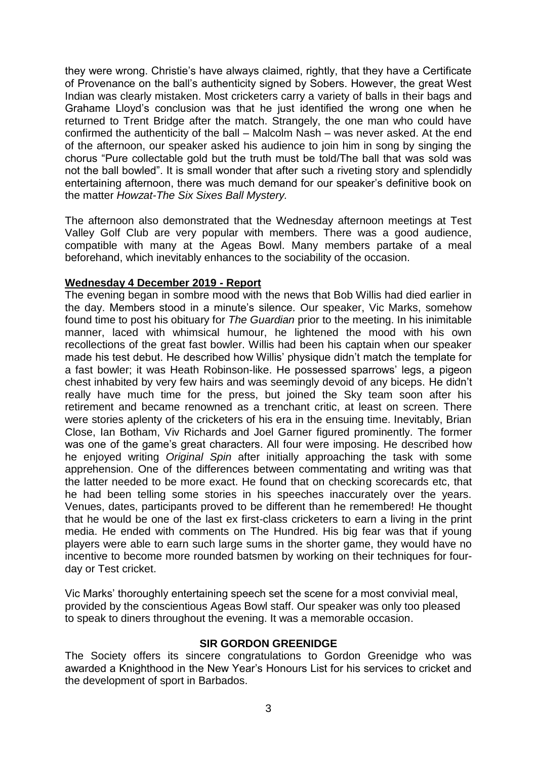they were wrong. Christie's have always claimed, rightly, that they have a Certificate of Provenance on the ball's authenticity signed by Sobers. However, the great West Indian was clearly mistaken. Most cricketers carry a variety of balls in their bags and Grahame Lloyd's conclusion was that he just identified the wrong one when he returned to Trent Bridge after the match. Strangely, the one man who could have confirmed the authenticity of the ball – Malcolm Nash – was never asked. At the end of the afternoon, our speaker asked his audience to join him in song by singing the chorus "Pure collectable gold but the truth must be told/The ball that was sold was not the ball bowled". It is small wonder that after such a riveting story and splendidly entertaining afternoon, there was much demand for our speaker's definitive book on the matter *Howzat-The Six Sixes Ball Mystery.*

The afternoon also demonstrated that the Wednesday afternoon meetings at Test Valley Golf Club are very popular with members. There was a good audience, compatible with many at the Ageas Bowl. Many members partake of a meal beforehand, which inevitably enhances to the sociability of the occasion.

**Wednesday 4 December 2019 - Report**

The evening began in sombre mood with the news that Bob Willis had died earlier in the day. Members stood in a minute's silence. Our speaker, Vic Marks, somehow found time to post his obituary for *The Guardian* prior to the meeting. In his inimitable manner, laced with whimsical humour, he lightened the mood with his own recollections of the great fast bowler. Willis had been his captain when our speaker made his test debut. He described how Willis' physique didn't match the template for a fast bowler; it was Heath Robinson-like. He possessed sparrows' legs, a pigeon chest inhabited by very few hairs and was seemingly devoid of any biceps. He didn't really have much time for the press, but joined the Sky team soon after his retirement and became renowned as a trenchant critic, at least on screen. There were stories aplenty of the cricketers of his era in the ensuing time. Inevitably, Brian Close, Ian Botham, Viv Richards and Joel Garner figured prominently. The former was one of the game's great characters. All four were imposing. He described how he enjoyed writing *Original Spin* after initially approaching the task with some apprehension. One of the differences between commentating and writing was that the latter needed to be more exact. He found that on checking scorecards etc, that he had been telling some stories in his speeches inaccurately over the years. Venues, dates, participants proved to be different than he remembered! He thought that he would be one of the last ex first-class cricketers to earn a living in the print media. He ended with comments on The Hundred. His big fear was that if young players were able to earn such large sums in the shorter game, they would have no incentive to become more rounded batsmen by working on their techniques for four-day or Test cricket.

Vic Marks' thoroughly entertaining speech set the scene for a most convivial meal, provided by the conscientious Ageas Bowl staff. Our speaker was only too pleased to speak to diners throughout the evening. It was a memorable occasion.

**SIR GORDON GREENIDGE**

The Society offers its sincere congratulations to Gordon Greenidge who was awarded a Knighthood in the New Year's Honours List for his services to cricket and the development of sport in Barbados.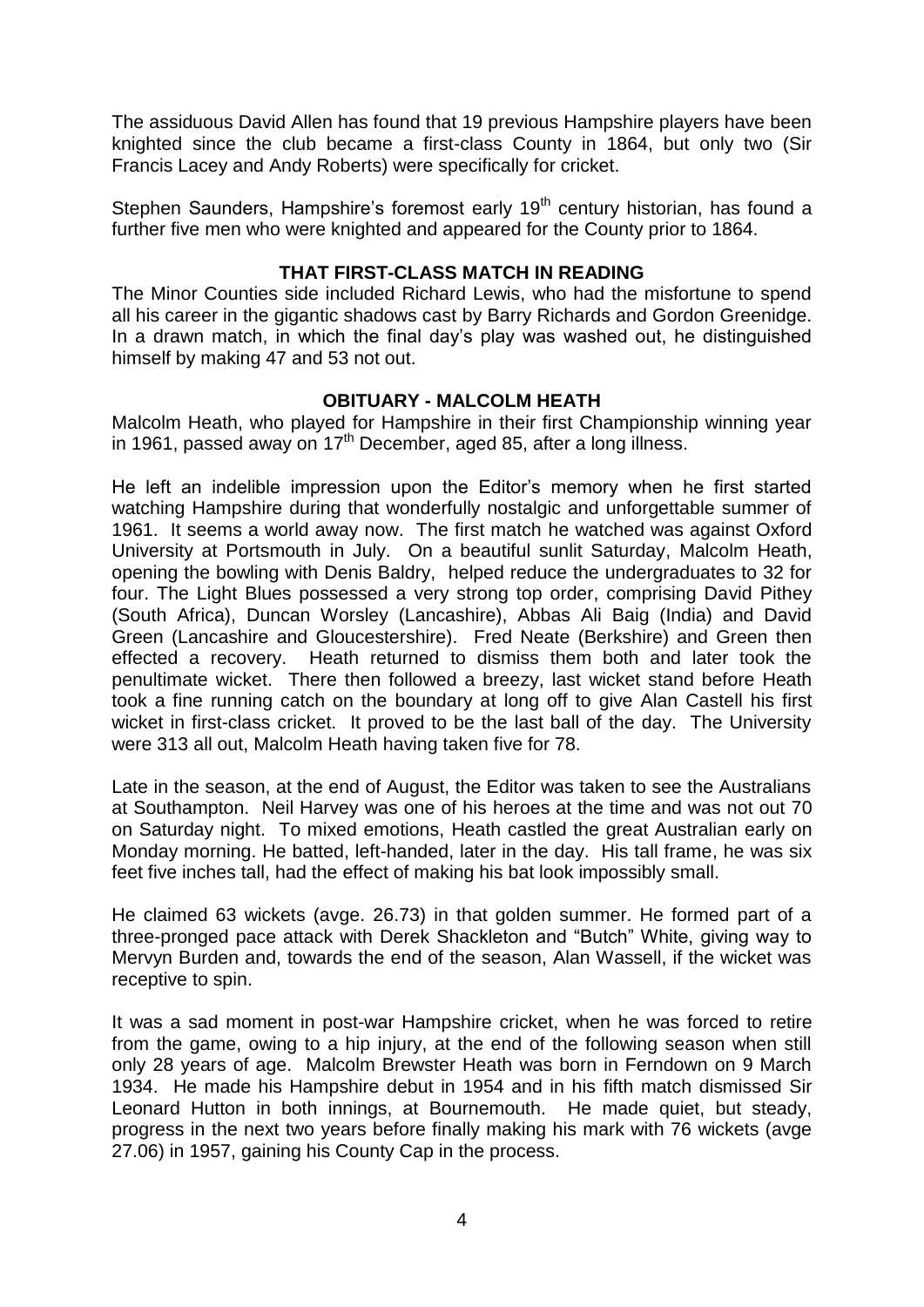The assiduous David Allen has found that 19 previous Hampshire players have been knighted since the club became a first-class County in 1864, but only two (Sir Francis Lacey and Andy Roberts) were specifically for cricket.

Stephen Saunders, Hampshire's foremost early 19th century historian, has found a further five men who were knighted and appeared for the County prior to 1864.

## THAT FIRST-CLASS MATCH IN READING

The Minor Counties side included Richard Lewis, who had the misfortune to spend all his career in the gigantic shadows cast by Barry Richards and Gordon Greenidge. In a drawn match, in which the final day's play was washed out, he distinguished himself by making 47 and 53 not out.

## OBITUARY - MALCOLM HEATH

Malcolm Heath, who played for Hampshire in their first Championship winning year in 1961, passed away on 17th December, aged 85, after a long illness.

He left an indelible impression upon the Editor's memory when he first started watching Hampshire during that wonderfully nostalgic and unforgettable summer of 1961. It seems a world away now. The first match he watched was against Oxford University at Portsmouth in July. On a beautiful sunlit Saturday, Malcolm Heath, opening the bowling with Denis Baldry, helped reduce the undergraduates to 32 for four. The Light Blues possessed a very strong top order, comprising David Pithey (South Africa), Duncan Worsley (Lancashire), Abbas Ali Baig (India) and David Green (Lancashire and Gloucestershire). Fred Neate (Berkshire) and Green then effected a recovery. Heath returned to dismiss them both and later took the penultimate wicket. There then followed a breezy, last wicket stand before Heath took a fine running catch on the boundary at long off to give Alan Castell his first wicket in first-class cricket. It proved to be the last ball of the day. The University were 313 all out, Malcolm Heath having taken five for 78.

Late in the season, at the end of August, the Editor was taken to see the Australians at Southampton. Neil Harvey was one of his heroes at the time and was not out 70 on Saturday night. To mixed emotions, Heath castled the great Australian early on Monday morning. He batted, left-handed, later in the day. His tall frame, he was six feet five inches tall, had the effect of making his bat look impossibly small.

He claimed 63 wickets (avge. 26.73) in that golden summer. He formed part of a three-pronged pace attack with Derek Shackleton and "Butch" White, giving way to Mervyn Burden and, towards the end of the season, Alan Wassell, if the wicket was receptive to spin.

It was a sad moment in post-war Hampshire cricket, when he was forced to retire from the game, owing to a hip injury, at the end of the following season when still only 28 years of age. Malcolm Brewster Heath was born in Ferndown on 9 March 1934. He made his Hampshire debut in 1954 and in his fifth match dismissed Sir Leonard Hutton in both innings, at Bournemouth. He made quiet, but steady, progress in the next two years before finally making his mark with 76 wickets (avge 27.06) in 1957, gaining his County Cap in the process.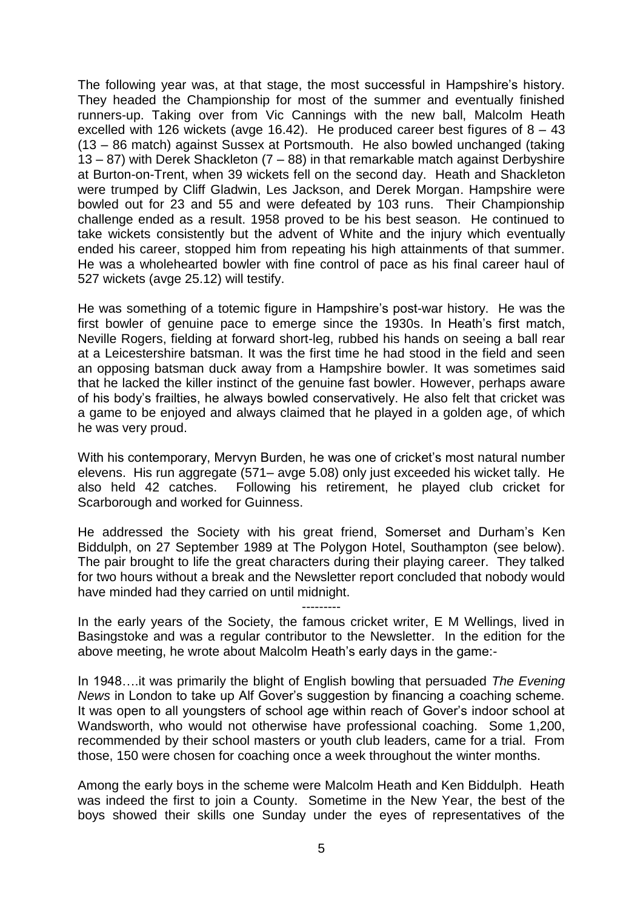The following year was, at that stage, the most successful in Hampshire's history. They headed the Championship for most of the summer and eventually finished runners-up. Taking over from Vic Cannings with the new ball, Malcolm Heath excelled with 126 wickets (avge 16.42). He produced career best figures of 8 – 43 (13 – 86 match) against Sussex at Portsmouth. He also bowled unchanged (taking 13 – 87) with Derek Shackleton (7 – 88) in that remarkable match against Derbyshire at Burton-on-Trent, when 39 wickets fell on the second day. Heath and Shackleton were trumped by Cliff Gladwin, Les Jackson, and Derek Morgan. Hampshire were bowled out for 23 and 55 and were defeated by 103 runs. Their Championship challenge ended as a result. 1958 proved to be his best season. He continued to take wickets consistently but the advent of White and the injury which eventually ended his career, stopped him from repeating his high attainments of that summer. He was a wholehearted bowler with fine control of pace as his final career haul of 527 wickets (avge 25.12) will testify.

He was something of a totemic figure in Hampshire's post-war history. He was the first bowler of genuine pace to emerge since the 1930s. In Heath's first match, Neville Rogers, fielding at forward short-leg, rubbed his hands on seeing a ball rear at a Leicestershire batsman. It was the first time he had stood in the field and seen an opposing batsman duck away from a Hampshire bowler. It was sometimes said that he lacked the killer instinct of the genuine fast bowler. However, perhaps aware of his body's frailties, he always bowled conservatively. He also felt that cricket was a game to be enjoyed and always claimed that he played in a golden age, of which he was very proud.

With his contemporary, Mervyn Burden, he was one of cricket's most natural number elevens. His run aggregate (571– avge 5.08) only just exceeded his wicket tally. He also held 42 catches. Following his retirement, he played club cricket for Scarborough and worked for Guinness.

He addressed the Society with his great friend, Somerset and Durham's Ken Biddulph, on 27 September 1989 at The Polygon Hotel, Southampton (see below). The pair brought to life the great characters during their playing career. They talked for two hours without a break and the Newsletter report concluded that nobody would have minded had they carried on until midnight.

---------

In the early years of the Society, the famous cricket writer, E M Wellings, lived in Basingstoke and was a regular contributor to the Newsletter. In the edition for the above meeting, he wrote about Malcolm Heath's early days in the game:-

In 1948….it was primarily the blight of English bowling that persuaded *The Evening News* in London to take up Alf Gover's suggestion by financing a coaching scheme. It was open to all youngsters of school age within reach of Gover's indoor school at Wandsworth, who would not otherwise have professional coaching. Some 1,200, recommended by their school masters or youth club leaders, came for a trial. From those, 150 were chosen for coaching once a week throughout the winter months.

Among the early boys in the scheme were Malcolm Heath and Ken Biddulph. Heath was indeed the first to join a County. Sometime in the New Year, the best of the boys showed their skills one Sunday under the eyes of representatives of the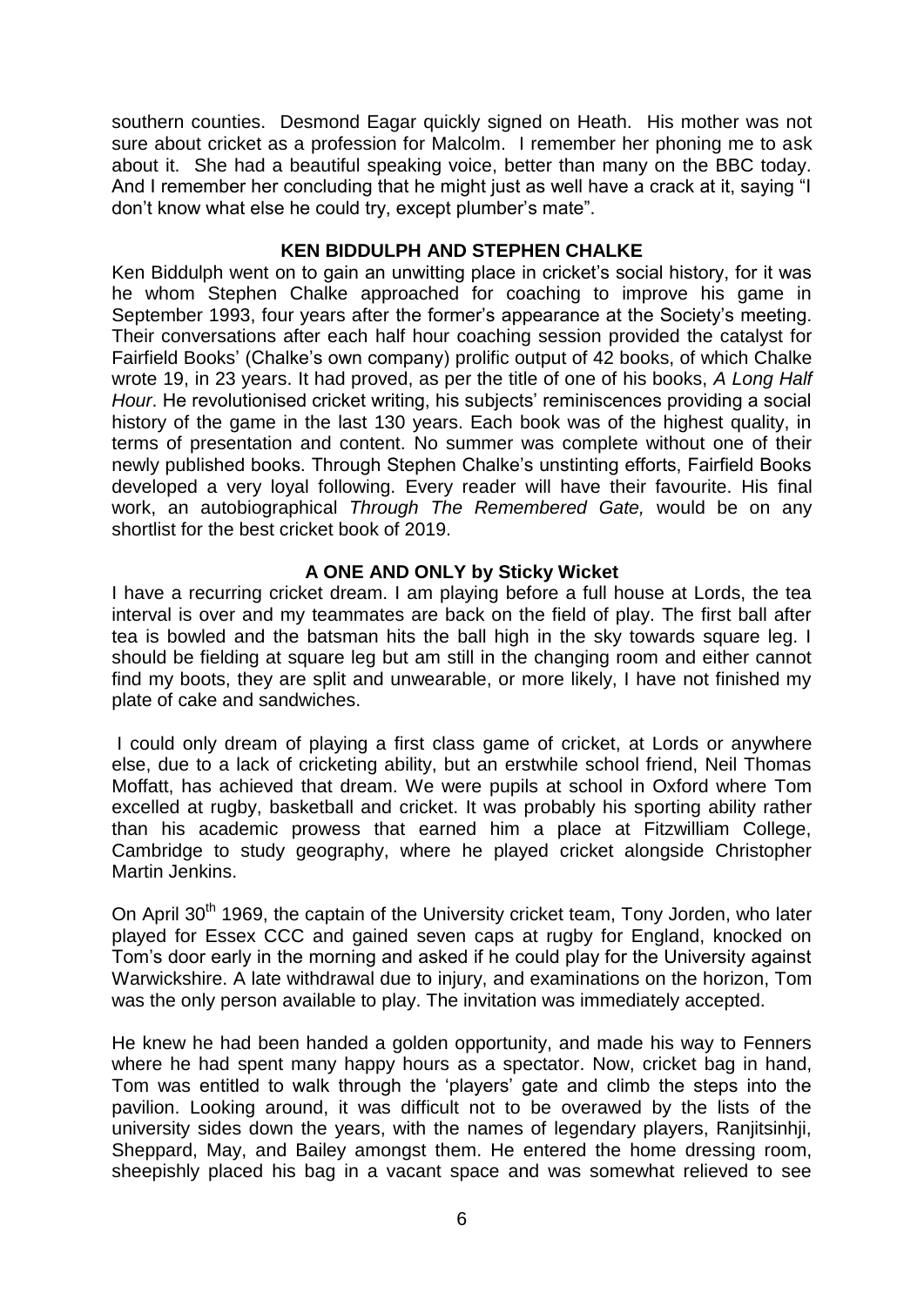southern counties. Desmond Eagar quickly signed on Heath. His mother was not sure about cricket as a profession for Malcolm. I remember her phoning me to ask about it. She had a beautiful speaking voice, better than many on the BBC today. And I remember her concluding that he might just as well have a crack at it, saying "I don't know what else he could try, except plumber's mate".

## KEN BIDDULPH AND STEPHEN CHALKE

Ken Biddulph went on to gain an unwitting place in cricket's social history, for it was he whom Stephen Chalke approached for coaching to improve his game in September 1993, four years after the former's appearance at the Society's meeting. Their conversations after each half hour coaching session provided the catalyst for Fairfield Books' (Chalke's own company) prolific output of 42 books, of which Chalke wrote 19, in 23 years. It had proved, as per the title of one of his books, *A Long Half Hour*. He revolutionised cricket writing, his subjects' reminiscences providing a social history of the game in the last 130 years. Each book was of the highest quality, in terms of presentation and content. No summer was complete without one of their newly published books. Through Stephen Chalke's unstinting efforts, Fairfield Books developed a very loyal following. Every reader will have their favourite. His final work, an autobiographical *Through The Remembered Gate,* would be on any shortlist for the best cricket book of 2019.

## A ONE AND ONLY by Sticky Wicket

I have a recurring cricket dream. I am playing before a full house at Lords, the tea interval is over and my teammates are back on the field of play. The first ball after tea is bowled and the batsman hits the ball high in the sky towards square leg. I should be fielding at square leg but am still in the changing room and either cannot find my boots, they are split and unwearable, or more likely, I have not finished my plate of cake and sandwiches.

I could only dream of playing a first class game of cricket, at Lords or anywhere else, due to a lack of cricketing ability, but an erstwhile school friend, Neil Thomas Moffatt, has achieved that dream. We were pupils at school in Oxford where Tom excelled at rugby, basketball and cricket. It was probably his sporting ability rather than his academic prowess that earned him a place at Fitzwilliam College, Cambridge to study geography, where he played cricket alongside Christopher Martin Jenkins.

On April 30th 1969, the captain of the University cricket team, Tony Jorden, who later played for Essex CCC and gained seven caps at rugby for England, knocked on Tom's door early in the morning and asked if he could play for the University against Warwickshire. A late withdrawal due to injury, and examinations on the horizon, Tom was the only person available to play. The invitation was immediately accepted.

He knew he had been handed a golden opportunity, and made his way to Fenners where he had spent many happy hours as a spectator. Now, cricket bag in hand, Tom was entitled to walk through the 'players' gate and climb the steps into the pavilion. Looking around, it was difficult not to be overawed by the lists of the university sides down the years, with the names of legendary players, Ranjitsinhji, Sheppard, May, and Bailey amongst them. He entered the home dressing room, sheepishly placed his bag in a vacant space and was somewhat relieved to see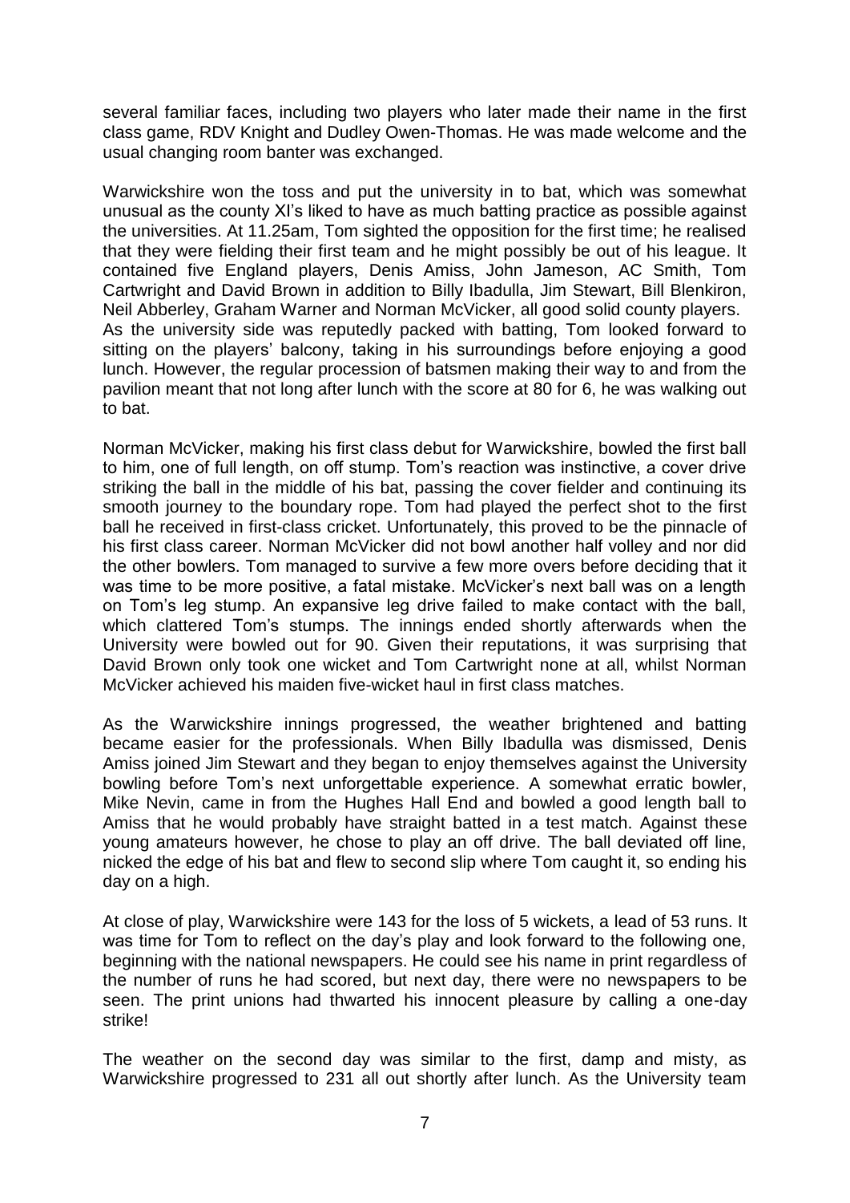several familiar faces, including two players who later made their name in the first class game, RDV Knight and Dudley Owen-Thomas. He was made welcome and the usual changing room banter was exchanged.

Warwickshire won the toss and put the university in to bat, which was somewhat unusual as the county XI's liked to have as much batting practice as possible against the universities. At 11.25am, Tom sighted the opposition for the first time; he realised that they were fielding their first team and he might possibly be out of his league. It contained five England players, Denis Amiss, John Jameson, AC Smith, Tom Cartwright and David Brown in addition to Billy Ibadulla, Jim Stewart, Bill Blenkiron, Neil Abberley, Graham Warner and Norman McVicker, all good solid county players. As the university side was reputedly packed with batting, Tom looked forward to sitting on the players' balcony, taking in his surroundings before enjoying a good lunch. However, the regular procession of batsmen making their way to and from the pavilion meant that not long after lunch with the score at 80 for 6, he was walking out to bat.

Norman McVicker, making his first class debut for Warwickshire, bowled the first ball to him, one of full length, on off stump. Tom's reaction was instinctive, a cover drive striking the ball in the middle of his bat, passing the cover fielder and continuing its smooth journey to the boundary rope. Tom had played the perfect shot to the first ball he received in first-class cricket. Unfortunately, this proved to be the pinnacle of his first class career. Norman McVicker did not bowl another half volley and nor did the other bowlers. Tom managed to survive a few more overs before deciding that it was time to be more positive, a fatal mistake. McVicker's next ball was on a length on Tom's leg stump. An expansive leg drive failed to make contact with the ball, which clattered Tom's stumps. The innings ended shortly afterwards when the University were bowled out for 90. Given their reputations, it was surprising that David Brown only took one wicket and Tom Cartwright none at all, whilst Norman McVicker achieved his maiden five-wicket haul in first class matches.

As the Warwickshire innings progressed, the weather brightened and batting became easier for the professionals. When Billy Ibadulla was dismissed, Denis Amiss joined Jim Stewart and they began to enjoy themselves against the University bowling before Tom's next unforgettable experience. A somewhat erratic bowler, Mike Nevin, came in from the Hughes Hall End and bowled a good length ball to Amiss that he would probably have straight batted in a test match. Against these young amateurs however, he chose to play an off drive. The ball deviated off line, nicked the edge of his bat and flew to second slip where Tom caught it, so ending his day on a high.

At close of play, Warwickshire were 143 for the loss of 5 wickets, a lead of 53 runs. It was time for Tom to reflect on the day's play and look forward to the following one, beginning with the national newspapers. He could see his name in print regardless of the number of runs he had scored, but next day, there were no newspapers to be seen. The print unions had thwarted his innocent pleasure by calling a one-day strike!

The weather on the second day was similar to the first, damp and misty, as Warwickshire progressed to 231 all out shortly after lunch. As the University team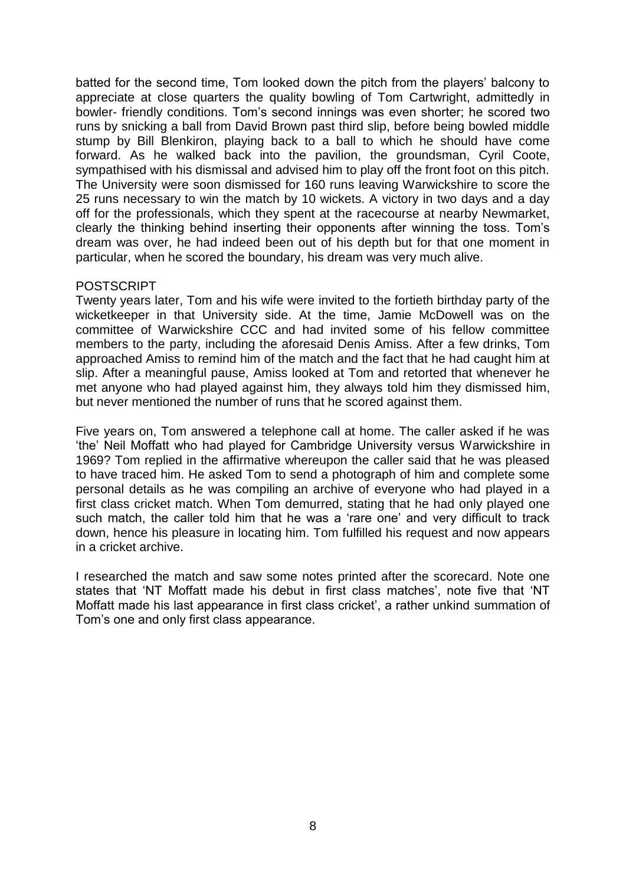batted for the second time, Tom looked down the pitch from the players' balcony to appreciate at close quarters the quality bowling of Tom Cartwright, admittedly in bowler- friendly conditions. Tom's second innings was even shorter; he scored two runs by snicking a ball from David Brown past third slip, before being bowled middle stump by Bill Blenkiron, playing back to a ball to which he should have come forward. As he walked back into the pavilion, the groundsman, Cyril Coote, sympathised with his dismissal and advised him to play off the front foot on this pitch. The University were soon dismissed for 160 runs leaving Warwickshire to score the 25 runs necessary to win the match by 10 wickets. A victory in two days and a day off for the professionals, which they spent at the racecourse at nearby Newmarket, clearly the thinking behind inserting their opponents after winning the toss. Tom's dream was over, he had indeed been out of his depth but for that one moment in particular, when he scored the boundary, his dream was very much alive.

POSTSCRIPT

Twenty years later, Tom and his wife were invited to the fortieth birthday party of the wicketkeeper in that University side. At the time, Jamie McDowell was on the committee of Warwickshire CCC and had invited some of his fellow committee members to the party, including the aforesaid Denis Amiss. After a few drinks, Tom approached Amiss to remind him of the match and the fact that he had caught him at slip. After a meaningful pause, Amiss looked at Tom and retorted that whenever he met anyone who had played against him, they always told him they dismissed him, but never mentioned the number of runs that he scored against them.

Five years on, Tom answered a telephone call at home. The caller asked if he was 'the' Neil Moffatt who had played for Cambridge University versus Warwickshire in 1969? Tom replied in the affirmative whereupon the caller said that he was pleased to have traced him. He asked Tom to send a photograph of him and complete some personal details as he was compiling an archive of everyone who had played in a first class cricket match. When Tom demurred, stating that he had only played one such match, the caller told him that he was a 'rare one' and very difficult to track down, hence his pleasure in locating him. Tom fulfilled his request and now appears in a cricket archive.

I researched the match and saw some notes printed after the scorecard. Note one states that 'NT Moffatt made his debut in first class matches', note five that 'NT Moffatt made his last appearance in first class cricket', a rather unkind summation of Tom's one and only first class appearance.